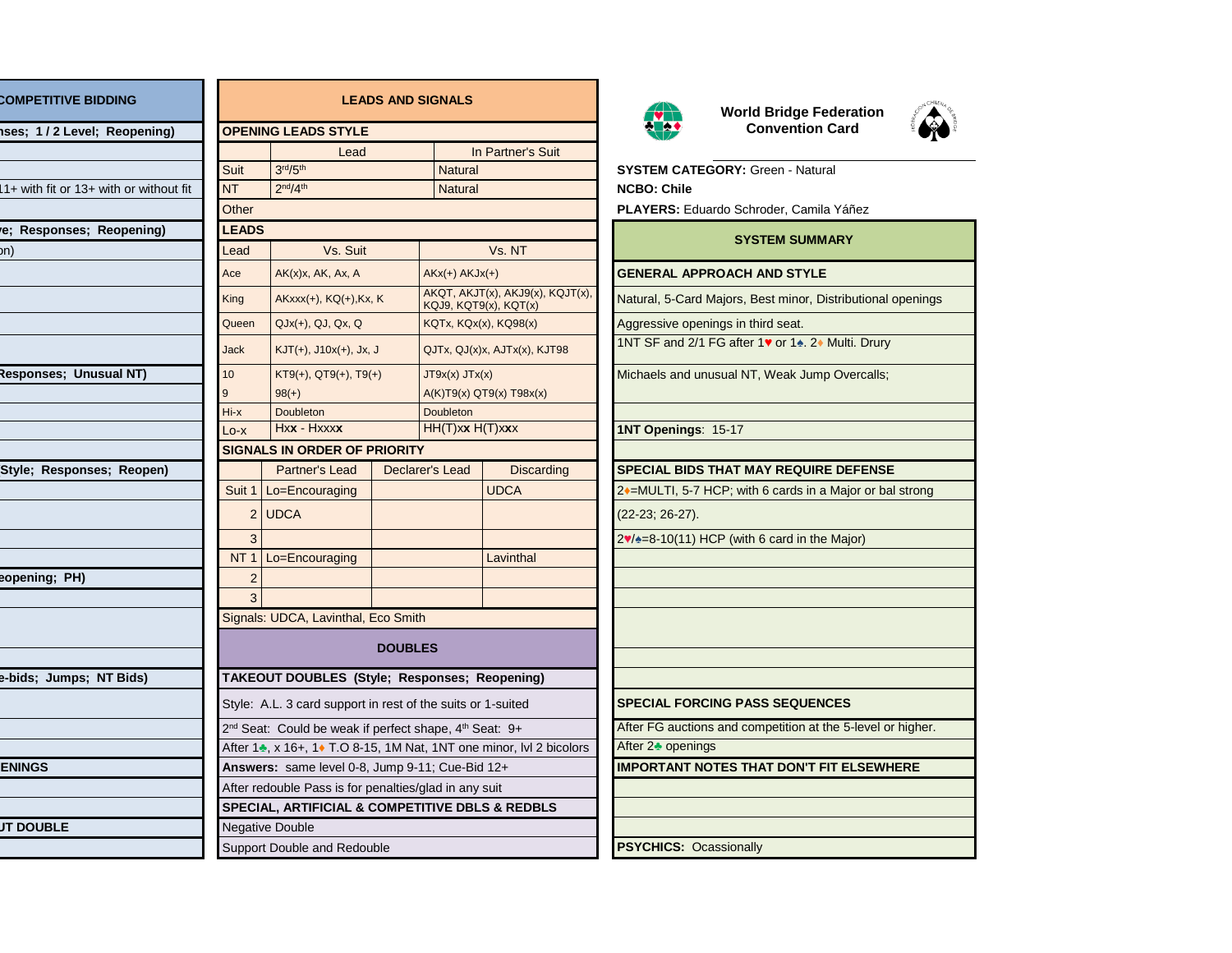## COMPETITIVE BIDDING

| |
|---|
| nses; 1 / 2 Level; Reopening) |
| |
| 11+ with fit or 13+ with or without fit |
| |
| e; Responses; Reopening) |
| on) |
| |
| |
| |
| |
| Responses; Unusual NT) |
| |
| |
| |
| |
| Style; Responses; Reopen) |
| |
| |
| |
| |
| eopening; PH) |
| |
| |
| e-bids; Jumps; NT Bids) |
| |
| |
| |
| ENINGS |
| |
| |
| UT DOUBLE |
| |

## LEADS AND SIGNALS

### OPENING LEADS STYLE

| | Lead | In Partner's Suit |
|---|---|---|
| Suit | 3rd/5th | Natural |
| NT | 2nd/4th | Natural |
| Other | | |

### LEADS

| Lead | Vs. Suit | Vs. NT |
|---|---|---|
| Ace | AK(x)x, AK, Ax, A | AKx(+) AKJx(+) |
| King | AKxxx(+), KQ(+),Kx, K | AKQT, AKJT(x), AKJ9(x), KQJT(x), KQJ9, KQT9(x), KQT(x) |
| Queen | QJx(+), QJ, Qx, Q | KQTx, KQx(x), KQ98(x) |
| Jack | KJT(+), J10x(+), Jx, J | QJTx, QJ(x)x, AJTx(x), KJT98 |
| 10 | KT9(+), QT9(+), T9(+) | JT9x(x) JTx(x) |
| 9 | 98(+) | A(K)T9(x) QT9(x) T98x(x) |
| Hi-x | Doubleton | Doubleton |
| Lo-x | Hx**x** - Hxxx**x** | HH(T)x**x** H(T)x**x**x |

### SIGNALS IN ORDER OF PRIORITY

| | | Partner's Lead | Declarer's Lead | Discarding |
|---|---|---|---|---|
| Suit | 1 | Lo=Encouraging | | UDCA |
| | 2 | UDCA | | |
| | 3 | | | |
| NT | 1 | Lo=Encouraging | | Lavinthal |
| | 2 | | | |
| | 3 | | | |

Signals: UDCA, Lavinthal, Eco Smith

## DOUBLES

**TAKEOUT DOUBLES (Style; Responses; Reopening)**

Style: A.L. 3 card support in rest of the suits or 1-suited

2nd Seat: Could be weak if perfect shape, 4th Seat: 9+

After 1♣, x 16+, 1♦ T.O 8-15, 1M Nat, 1NT one minor, lvl 2 bicolors

**Answers:** same level 0-8, Jump 9-11; Cue-Bid 12+

After redouble Pass is for penalties/glad in any suit

**SPECIAL, ARTIFICIAL & COMPETITIVE DBLS & REDBLS**

Negative Double

Support Double and Redouble

## World Bridge Federation Convention Card

**SYSTEM CATEGORY:** Green - Natural

**NCBO: Chile**

**PLAYERS:** Eduardo Schroder, Camila Yáñez

## SYSTEM SUMMARY

**GENERAL APPROACH AND STYLE**

Natural, 5-Card Majors, Best minor, Distributional openings

Aggressive openings in third seat.

1NT SF and 2/1 FG after 1♥ or 1♠. 2♦ Multi. Drury

Michaels and unusual NT, Weak Jump Overcalls;

**1NT Openings**: 15-17

**SPECIAL BIDS THAT MAY REQUIRE DEFENSE**

2♦=MULTI, 5-7 HCP; with 6 cards in a Major or bal strong (22-23; 26-27).

2♥/♠=8-10(11) HCP (with 6 card in the Major)

**SPECIAL FORCING PASS SEQUENCES**

After FG auctions and competition at the 5-level or higher.

After 2♣ openings

**IMPORTANT NOTES THAT DON'T FIT ELSEWHERE**

**PSYCHICS:** Ocassionally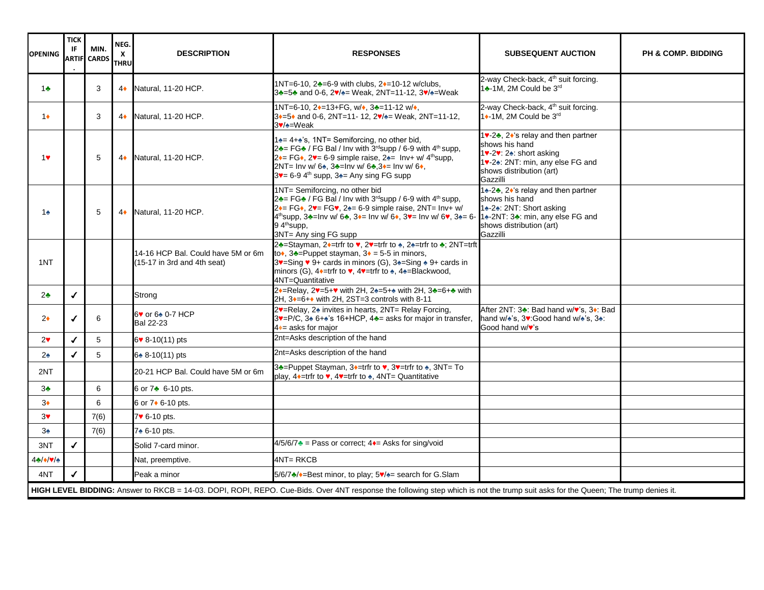| OPENING | TICK IF ARTIF. | MIN. CARDS | NEG. X THRU | DESCRIPTION | RESPONSES | SUBSEQUENT AUCTION | PH & COMP. BIDDING |
|---|---|---|---|---|---|---|---|
| 1♣ | | 3 | 4♦ | Natural, 11-20 HCP. | 1NT=6-10, 2♣=6-9 with clubs, 2♦=10-12 w/clubs, 3♣=5♣ and 0-6, 2♥/♠= Weak, 2NT=11-12, 3♥/♠=Weak | 2-way Check-back, 4th suit forcing. 1♣-1M, 2M Could be 3rd | |
| 1♦ | | 3 | 4♦ | Natural, 11-20 HCP. | 1NT=6-10, 2♦=13+FG, w/♦, 3♣=11-12 w/♦, 3♦=5♦ and 0-6, 2♥/♠= Weak, 2NT=11- 12, 2NT=11-12, 3♥/♠=Weak | 2-way Check-back, 4th suit forcing. 1♦-1M, 2M Could be 3rd | |
| 1♥ | | 5 | 4♦ | Natural, 11-20 HCP. | 1♠= 4+♠'s, 1NT= Semiforcing, no other bid, 2♣= FG♣ / FG Bal / Inv with 3rdsupp / 6-9 with 4th supp, 2♦= FG♦, 2♥= 6-9 simple raise, 2♠= Inv+ w/ 4thsupp, 2NT= Inv w/ 6♠, 3♣=Inv w/ 6♣,3♦= Inv w/ 6♦, 3♥= 6-9 4th supp, 3♠= Any sing FG supp | 1♥-2♣, 2♦'s relay and then partner shows his hand<br>1♥-2♥: 2♠: short asking<br>1♥-2♠: 2NT: min, any else FG and shows distribution (art)<br>Gazzilli | |
| 1♠ | | 5 | 4♦ | Natural, 11-20 HCP. | 1NT= Semiforcing, no other bid<br>2♣= FG♣ / FG Bal / Inv with 3rdsupp / 6-9 with 4th supp, 2♦= FG♦, 2♥= FG♥, 2♠= 6-9 simple raise, 2NT= Inv+ w/ 4thsupp, 3♣=Inv w/ 6♣, 3♦= Inv w/ 6♦, 3♥= Inv w/ 6♥, 3♠= 6-9 4thsupp,<br>3NT= Any sing FG supp | 1♠-2♣, 2♦'s relay and then partner shows his hand<br>1♠-2♠: 2NT: Short asking<br>1♠-2NT: 3♣: min, any else FG and shows distribution (art)<br>Gazzilli | |
| 1NT | | | | 14-16 HCP Bal. Could have 5M or 6m (15-17 in 3rd and 4th seat) | 2♣=Stayman, 2♦=trfr to ♥, 2♥=trfr to ♠, 2♠=trfr to ♣; 2NT=trft to♦, 3♣=Puppet stayman, 3♦ = 5-5 in minors, 3♥=Sing ♥ 9+ cards in minors (G), 3♠=Sing ♠ 9+ cards in minors (G), 4♦=trfr to ♥, 4♥=trfr to ♠, 4♠=Blackwood, 4NT=Quantitative | | |
| 2♣ | ✓ | | | Strong | 2♦=Relay, 2♥=5+♥ with 2H, 2♠=5+♠ with 2H, 3♣=6+♣ with 2H, 3♦=6+♦ with 2H, 2ST=3 controls with 8-11 | | |
| 2♦ | ✓ | 6 | | 6♥ or 6♠ 0-7 HCP<br>Bal 22-23 | 2♥=Relay, 2♠ invites in hearts, 2NT= Relay Forcing, 3♥=P/C, 3♠ 6+♠'s 16+HCP, 4♣= asks for major in transfer, 4♦= asks for major | After 2NT: 3♣: Bad hand w/♥'s, 3♦: Bad hand w/♠'s, 3♥:Good hand w/♠'s, 3♠: Good hand w/♥'s | |
| 2♥ | ✓ | 5 | | 6♥ 8-10(11) pts | 2nt=Asks description of the hand | | |
| 2♠ | ✓ | 5 | | 6♠ 8-10(11) pts | 2nt=Asks description of the hand | | |
| 2NT | | | | 20-21 HCP Bal. Could have 5M or 6m | 3♣=Puppet Stayman, 3♦=trfr to ♥, 3♥=trfr to ♠, 3NT= To play, 4♦=trfr to ♥, 4♥=trfr to ♠, 4NT= Quantitative | | |
| 3♣ | | 6 | | 6 or 7♣ 6-10 pts. | | | |
| 3♦ | | 6 | | 6 or 7♦ 6-10 pts. | | | |
| 3♥ | | 7(6) | | 7♥ 6-10 pts. | | | |
| 3♠ | | 7(6) | | 7♠ 6-10 pts. | | | |
| 3NT | ✓ | | | Solid 7-card minor. | 4/5/6/7♣ = Pass or correct; 4♦= Asks for sing/void | | |
| 4♣/♦/♥/♠ | | | | Nat, preemptive. | 4NT= RKCB | | |
| 4NT | ✓ | | | Peak a minor | 5/6/7♣/♦=Best minor, to play; 5♥/♠= search for G.Slam | | |

**HIGH LEVEL BIDDING:** Answer to RKCB = 14-03. DOPI, ROPI, REPO. Cue-Bids. Over 4NT response the following step which is not the trump suit asks for the Queen; The trump denies it.